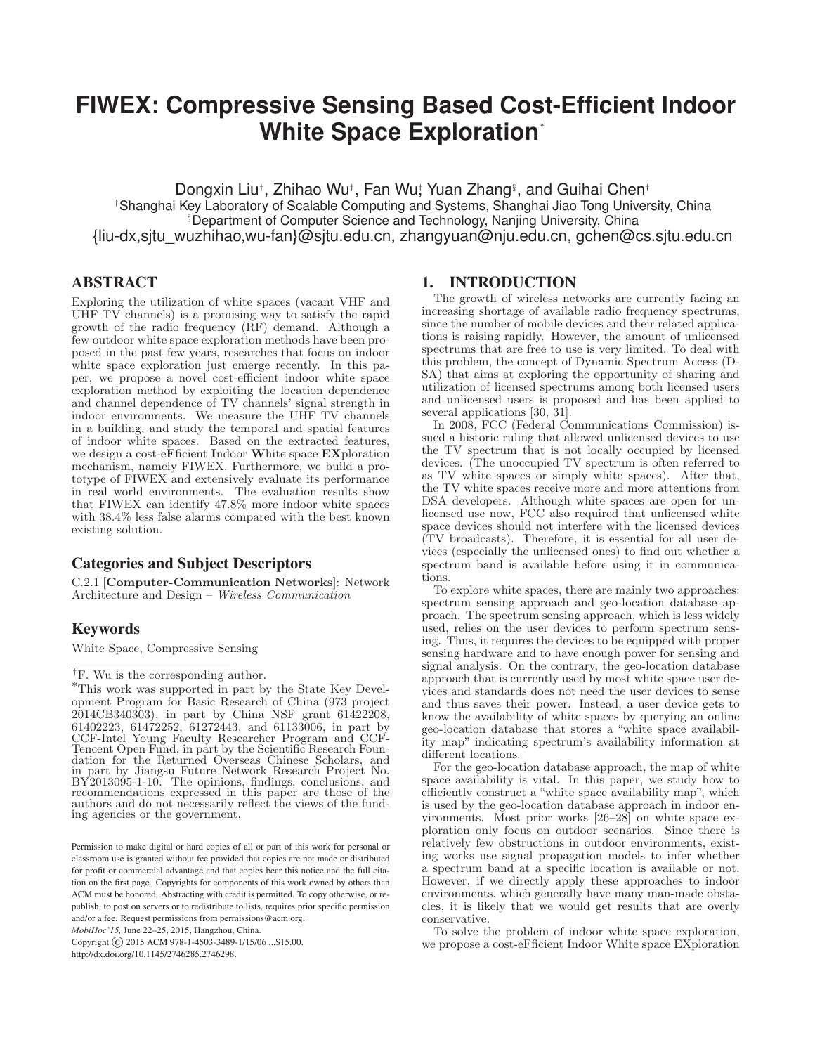# FIWEX: Compressive Sensing Based Cost-Efficient Indoor White Space Exploration*

Dongxin Liu†, Zhihao Wu†, Fan Wu‡, Yuan Zhang§, and Guihai Chen†

†Shanghai Key Laboratory of Scalable Computing and Systems, Shanghai Jiao Tong University, China
§Department of Computer Science and Technology, Nanjing University, China
{liu-dx,sjtu_wuzhihao,wu-fan}@sjtu.edu.cn, zhangyuan@nju.edu.cn, gchen@cs.sjtu.edu.cn

## ABSTRACT

Exploring the utilization of white spaces (vacant VHF and UHF TV channels) is a promising way to satisfy the rapid growth of the radio frequency (RF) demand. Although a few outdoor white space exploration methods have been proposed in the past few years, researches that focus on indoor white space exploration just emerge recently. In this paper, we propose a novel cost-efficient indoor white space exploration method by exploiting the location dependence and channel dependence of TV channels' signal strength in indoor environments. We measure the UHF TV channels in a building, and study the temporal and spatial features of indoor white spaces. Based on the extracted features, we design a cost-e**F**ficient **I**ndoor **W**hite space **EX**ploration mechanism, namely FIWEX. Furthermore, we build a prototype of FIWEX and extensively evaluate its performance in real world environments. The evaluation results show that FIWEX can identify 47.8% more indoor white spaces with 38.4% less false alarms compared with the best known existing solution.

### Categories and Subject Descriptors

C.2.1 [**Computer-Communication Networks**]: Network Architecture and Design – *Wireless Communication*

### Keywords

White Space, Compressive Sensing

‡F. Wu is the corresponding author.

*This work was supported in part by the State Key Development Program for Basic Research of China (973 project 2014CB340303), in part by China NSF grant 61422208, 61402223, 61472252, 61272443, and 61133006, in part by CCF-Intel Young Faculty Researcher Program and CCF-Tencent Open Fund, in part by the Scientific Research Foundation for the Returned Overseas Chinese Scholars, and in part by Jiangsu Future Network Research Project No. BY2013095-1-10. The opinions, findings, conclusions, and recommendations expressed in this paper are those of the authors and do not necessarily reflect the views of the funding agencies or the government.

Permission to make digital or hard copies of all or part of this work for personal or classroom use is granted without fee provided that copies are not made or distributed for profit or commercial advantage and that copies bear this notice and the full citation on the first page. Copyrights for components of this work owned by others than ACM must be honored. Abstracting with credit is permitted. To copy otherwise, or republish, to post on servers or to redistribute to lists, requires prior specific permission and/or a fee. Request permissions from permissions@acm.org.
*MobiHoc'15,* June 22–25, 2015, Hangzhou, China.
Copyright © 2015 ACM 978-1-4503-3489-1/15/06 ...$15.00.
http://dx.doi.org/10.1145/2746285.2746298.

## 1. INTRODUCTION

The growth of wireless networks are currently facing an increasing shortage of available radio frequency spectrums, since the number of mobile devices and their related applications is raising rapidly. However, the amount of unlicensed spectrums that are free to use is very limited. To deal with this problem, the concept of Dynamic Spectrum Access (DSA) that aims at exploring the opportunity of sharing and utilization of licensed spectrums among both licensed users and unlicensed users is proposed and has been applied to several applications [30, 31].

In 2008, FCC (Federal Communications Commission) issued a historic ruling that allowed unlicensed devices to use the TV spectrum that is not locally occupied by licensed devices. (The unoccupied TV spectrum is often referred to as TV white spaces or simply white spaces). After that, the TV white spaces receive more and more attentions from DSA developers. Although white spaces are open for unlicensed use now, FCC also required that unlicensed white space devices should not interfere with the licensed devices (TV broadcasts). Therefore, it is essential for all user devices (especially the unlicensed ones) to find out whether a spectrum band is available before using it in communications.

To explore white spaces, there are mainly two approaches: spectrum sensing approach and geo-location database approach. The spectrum sensing approach, which is less widely used, relies on the user devices to perform spectrum sensing. Thus, it requires the devices to be equipped with proper sensing hardware and to have enough power for sensing and signal analysis. On the contrary, the geo-location database approach that is currently used by most white space user devices and standards does not need the user devices to sense and thus saves their power. Instead, a user device gets to know the availability of white spaces by querying an online geo-location database that stores a "white space availability map" indicating spectrum's availability information at different locations.

For the geo-location database approach, the map of white space availability is vital. In this paper, we study how to efficiently construct a "white space availability map", which is used by the geo-location database approach in indoor environments. Most prior works [26–28] on white space exploration only focus on outdoor scenarios. Since there is relatively few obstructions in outdoor environments, existing works use signal propagation models to infer whether a spectrum band at a specific location is available or not. However, if we directly apply these approaches to indoor environments, which generally have many man-made obstacles, it is likely that we would get results that are overly conservative.

To solve the problem of indoor white space exploration, we propose a cost-eFficient Indoor White space EXploration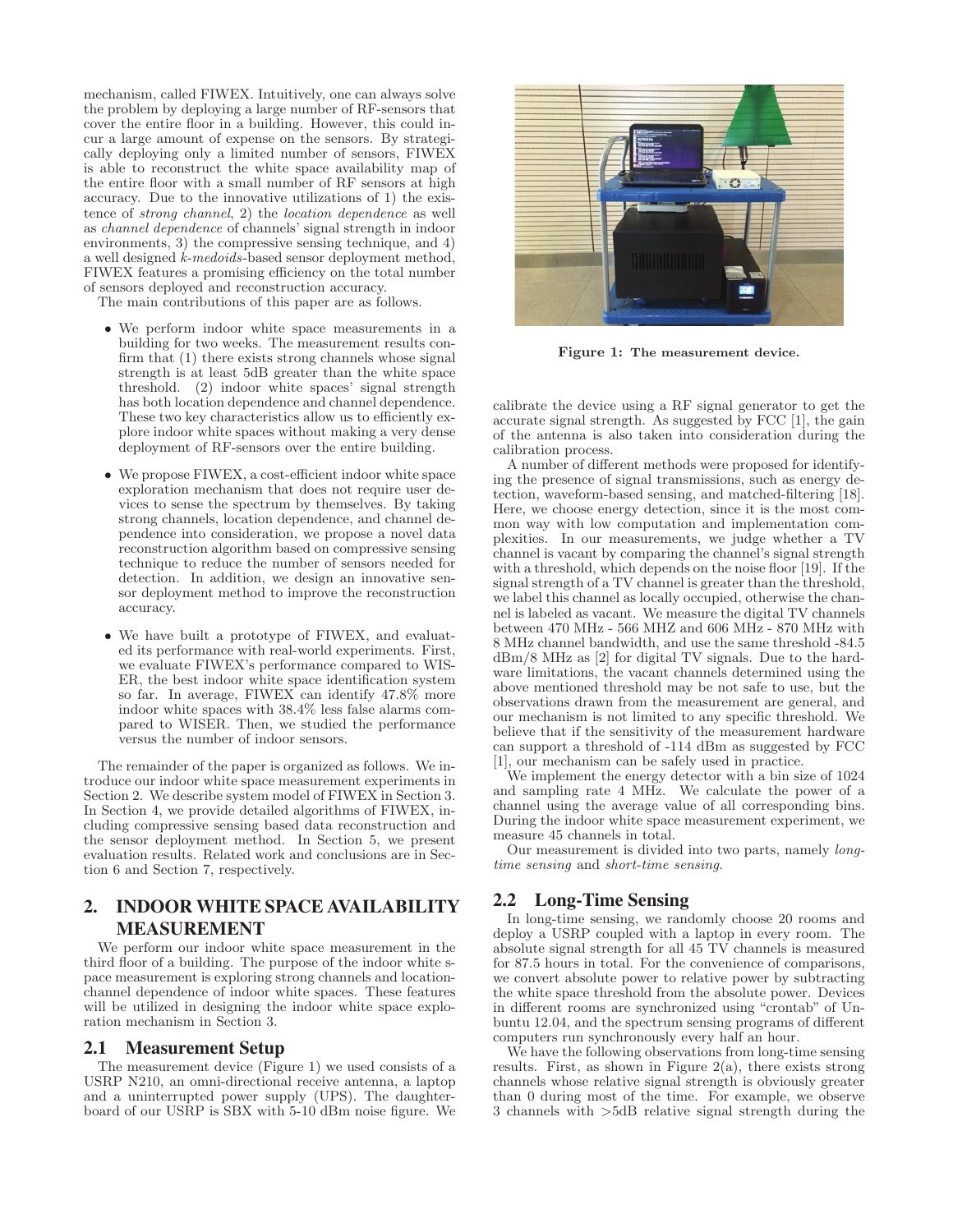mechanism, called FIWEX. Intuitively, one can always solve the problem by deploying a large number of RF-sensors that cover the entire floor in a building. However, this could incur a large amount of expense on the sensors. By strategically deploying only a limited number of sensors, FIWEX is able to reconstruct the white space availability map of the entire floor with a small number of RF sensors at high accuracy. Due to the innovative utilizations of 1) the existence of *strong channel*, 2) the *location dependence* as well as *channel dependence* of channels' signal strength in indoor environments, 3) the compressive sensing technique, and 4) a well designed *k-medoids*-based sensor deployment method, FIWEX features a promising efficiency on the total number of sensors deployed and reconstruction accuracy.

The main contributions of this paper are as follows.

- We perform indoor white space measurements in a building for two weeks. The measurement results confirm that (1) there exists strong channels whose signal strength is at least 5dB greater than the white space threshold. (2) indoor white spaces' signal strength has both location dependence and channel dependence. These two key characteristics allow us to efficiently explore indoor white spaces without making a very dense deployment of RF-sensors over the entire building.
- We propose FIWEX, a cost-efficient indoor white space exploration mechanism that does not require user devices to sense the spectrum by themselves. By taking strong channels, location dependence, and channel dependence into consideration, we propose a novel data reconstruction algorithm based on compressive sensing technique to reduce the number of sensors needed for detection. In addition, we design an innovative sensor deployment method to improve the reconstruction accuracy.
- We have built a prototype of FIWEX, and evaluated its performance with real-world experiments. First, we evaluate FIWEX's performance compared to WISER, the best indoor white space identification system so far. In average, FIWEX can identify 47.8% more indoor white spaces with 38.4% less false alarms compared to WISER. Then, we studied the performance versus the number of indoor sensors.

The remainder of the paper is organized as follows. We introduce our indoor white space measurement experiments in Section 2. We describe system model of FIWEX in Section 3. In Section 4, we provide detailed algorithms of FIWEX, including compressive sensing based data reconstruction and the sensor deployment method. In Section 5, we present evaluation results. Related work and conclusions are in Section 6 and Section 7, respectively.

## 2. INDOOR WHITE SPACE AVAILABILITY MEASUREMENT

We perform our indoor white space measurement in the third floor of a building. The purpose of the indoor white space measurement is exploring strong channels and location-channel dependence of indoor white spaces. These features will be utilized in designing the indoor white space exploration mechanism in Section 3.

### 2.1 Measurement Setup

The measurement device (Figure 1) we used consists of a USRP N210, an omni-directional receive antenna, a laptop and a uninterrupted power supply (UPS). The daughterboard of our USRP is SBX with 5-10 dBm noise figure. We calibrate the device using a RF signal generator to get the accurate signal strength. As suggested by FCC [1], the gain of the antenna is also taken into consideration during the calibration process.

Figure 1: The measurement device.

A number of different methods were proposed for identifying the presence of signal transmissions, such as energy detection, waveform-based sensing, and matched-filtering [18]. Here, we choose energy detection, since it is the most common way with low computation and implementation complexities. In our measurements, we judge whether a TV channel is vacant by comparing the channel's signal strength with a threshold, which depends on the noise floor [19]. If the signal strength of a TV channel is greater than the threshold, we label this channel as locally occupied, otherwise the channel is labeled as vacant. We measure the digital TV channels between 470 MHz - 566 MHZ and 606 MHz - 870 MHz with 8 MHz channel bandwidth, and use the same threshold -84.5 dBm/8 MHz as [2] for digital TV signals. Due to the hardware limitations, the vacant channels determined using the above mentioned threshold may be not safe to use, but the observations drawn from the measurement are general, and our mechanism is not limited to any specific threshold. We believe that if the sensitivity of the measurement hardware can support a threshold of -114 dBm as suggested by FCC [1], our mechanism can be safely used in practice.

We implement the energy detector with a bin size of 1024 and sampling rate 4 MHz. We calculate the power of a channel using the average value of all corresponding bins. During the indoor white space measurement experiment, we measure 45 channels in total.

Our measurement is divided into two parts, namely *long-time sensing* and *short-time sensing*.

### 2.2 Long-Time Sensing

In long-time sensing, we randomly choose 20 rooms and deploy a USRP coupled with a laptop in every room. The absolute signal strength for all 45 TV channels is measured for 87.5 hours in total. For the convenience of comparisons, we convert absolute power to relative power by subtracting the white space threshold from the absolute power. Devices in different rooms are synchronized using "crontab" of Ubuntu 12.04, and the spectrum sensing programs of different computers run synchronously every half an hour.

We have the following observations from long-time sensing results. First, as shown in Figure 2(a), there exists strong channels whose relative signal strength is obviously greater than 0 during most of the time. For example, we observe 3 channels with >5dB relative signal strength during the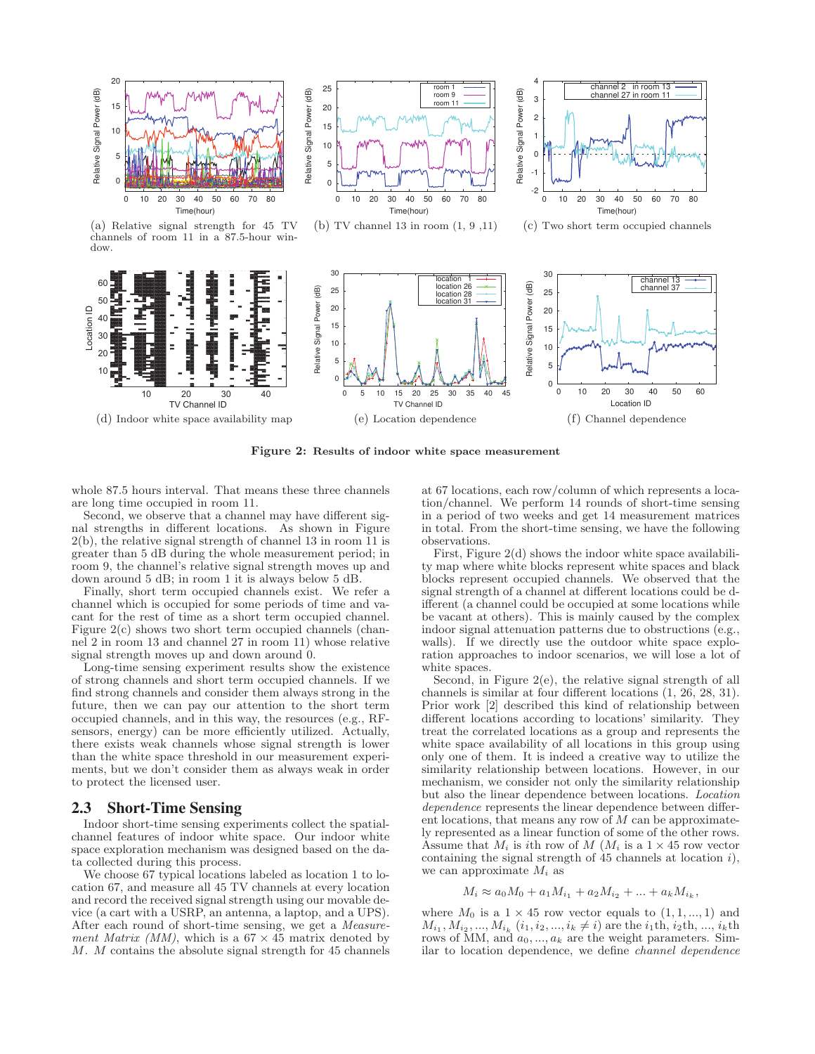(a) Relative signal strength for 45 TV channels of room 11 in a 87.5-hour window.

(b) TV channel 13 in room (1, 9 ,11)

(c) Two short term occupied channels

(d) Indoor white space availability map

(e) Location dependence

(f) Channel dependence

**Figure 2: Results of indoor white space measurement**

whole 87.5 hours interval. That means these three channels are long time occupied in room 11.

Second, we observe that a channel may have different signal strengths in different locations. As shown in Figure 2(b), the relative signal strength of channel 13 in room 11 is greater than 5 dB during the whole measurement period; in room 9, the channel's relative signal strength moves up and down around 5 dB; in room 1 it is always below 5 dB.

Finally, short term occupied channels exist. We refer a channel which is occupied for some periods of time and vacant for the rest of time as a short term occupied channel. Figure 2(c) shows two short term occupied channels (channel 2 in room 13 and channel 27 in room 11) whose relative signal strength moves up and down around 0.

Long-time sensing experiment results show the existence of strong channels and short term occupied channels. If we find strong channels and consider them always strong in the future, then we can pay our attention to the short term occupied channels, and in this way, the resources (e.g., RF-sensors, energy) can be more efficiently utilized. Actually, there exists weak channels whose signal strength is lower than the white space threshold in our measurement experiments, but we don't consider them as always weak in order to protect the licensed user.

## 2.3 Short-Time Sensing

Indoor short-time sensing experiments collect the spatial-channel features of indoor white space. Our indoor white space exploration mechanism was designed based on the data collected during this process.

We choose 67 typical locations labeled as location 1 to location 67, and measure all 45 TV channels at every location and record the received signal strength using our movable device (a cart with a USRP, an antenna, a laptop, and a UPS). After each round of short-time sensing, we get a *Measurement Matrix (MM)*, which is a $67 \times 45$ matrix denoted by $M$. $M$ contains the absolute signal strength for 45 channels at 67 locations, each row/column of which represents a location/channel. We perform 14 rounds of short-time sensing in a period of two weeks and get 14 measurement matrices in total. From the short-time sensing, we have the following observations.

First, Figure 2(d) shows the indoor white space availability map where white blocks represent white spaces and black blocks represent occupied channels. We observed that the signal strength of a channel at different locations could be different (a channel could be occupied at some locations while be vacant at others). This is mainly caused by the complex indoor signal attenuation patterns due to obstructions (e.g., walls). If we directly use the outdoor white space exploration approaches to indoor scenarios, we will lose a lot of white spaces.

Second, in Figure 2(e), the relative signal strength of all channels is similar at four different locations (1, 26, 28, 31). Prior work [2] described this kind of relationship between different locations according to locations' similarity. They treat the correlated locations as a group and represents the white space availability of all locations in this group using only one of them. It is indeed a creative way to utilize the similarity relationship between locations. However, in our mechanism, we consider not only the similarity relationship but also the linear dependence between locations. *Location dependence* represents the linear dependence between different locations, that means any row of $M$ can be approximately represented as a linear function of some of the other rows. Assume that $M_i$ is $i$th row of $M$ ($M_i$ is a $1 \times 45$ row vector containing the signal strength of 45 channels at location $i$), we can approximate $M_i$ as

$$M_i \approx a_0 M_0 + a_1 M_{i_1} + a_2 M_{i_2} + ... + a_k M_{i_k},$$

where $M_0$ is a $1 \times 45$ row vector equals to $(1, 1, ..., 1)$ and $M_{i_1}, M_{i_2}, ..., M_{i_k}$ $(i_1, i_2, ..., i_k \neq i)$ are the $i_1$th, $i_2$th, ..., $i_k$th rows of MM, and $a_0, ..., a_k$ are the weight parameters. Similar to location dependence, we define *channel dependence*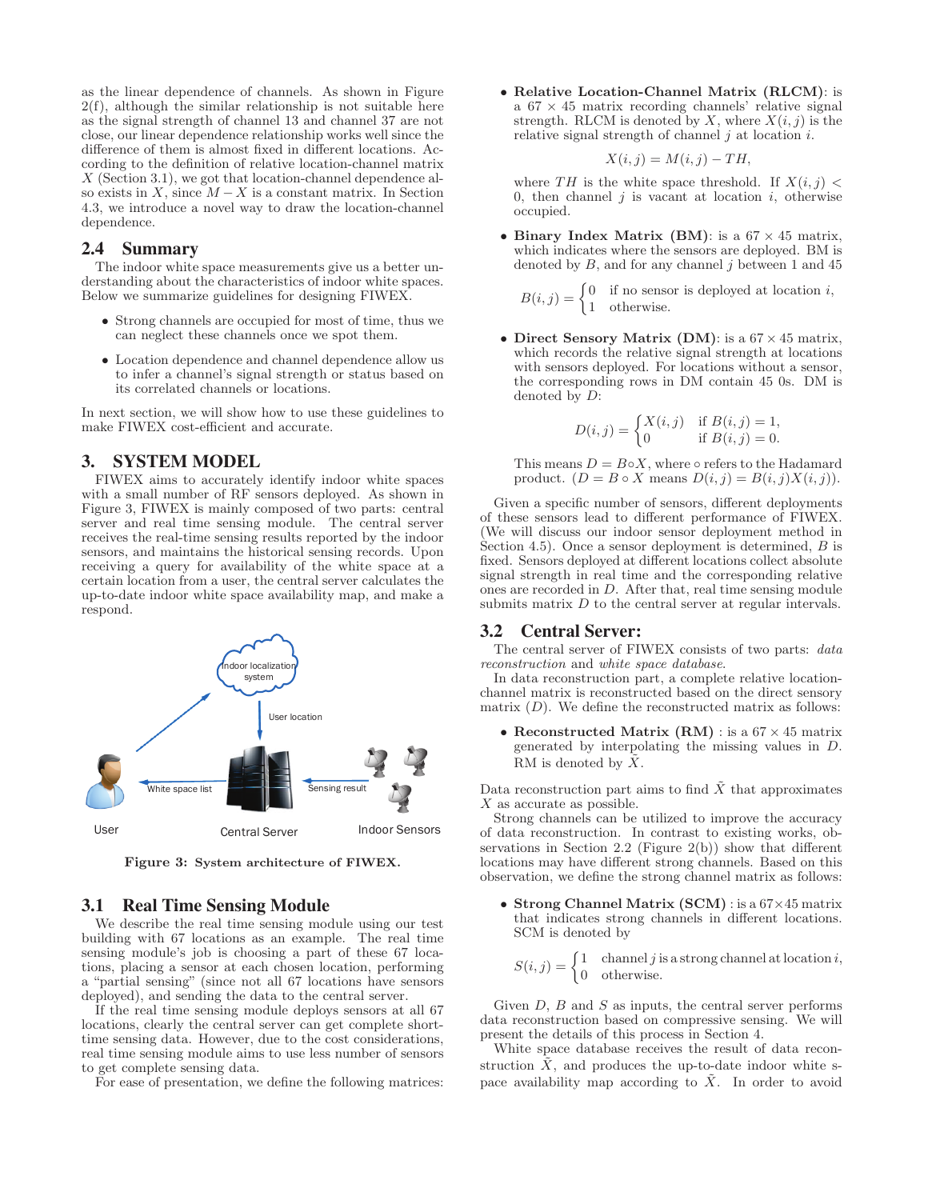as the linear dependence of channels. As shown in Figure 2(f), although the similar relationship is not suitable here as the signal strength of channel 13 and channel 37 are not close, our linear dependence relationship works well since the difference of them is almost fixed in different locations. According to the definition of relative location-channel matrix $X$ (Section 3.1), we got that location-channel dependence also exists in $X$, since $M - X$ is a constant matrix. In Section 4.3, we introduce a novel way to draw the location-channel dependence.

## 2.4 Summary

The indoor white space measurements give us a better understanding about the characteristics of indoor white spaces. Below we summarize guidelines for designing FIWEX.

- Strong channels are occupied for most of time, thus we can neglect these channels once we spot them.
- Location dependence and channel dependence allow us to infer a channel's signal strength or status based on its correlated channels or locations.

In next section, we will show how to use these guidelines to make FIWEX cost-efficient and accurate.

# 3. SYSTEM MODEL

FIWEX aims to accurately identify indoor white spaces with a small number of RF sensors deployed. As shown in Figure 3, FIWEX is mainly composed of two parts: central server and real time sensing module. The central server receives the real-time sensing results reported by the indoor sensors, and maintains the historical sensing records. Upon receiving a query for availability of the white space at a certain location from a user, the central server calculates the up-to-date indoor white space availability map, and make a respond.

Figure 3: System architecture of FIWEX.

## 3.1 Real Time Sensing Module

We describe the real time sensing module using our test building with 67 locations as an example. The real time sensing module's job is choosing a part of these 67 locations, placing a sensor at each chosen location, performing a "partial sensing" (since not all 67 locations have sensors deployed), and sending the data to the central server.

If the real time sensing module deploys sensors at all 67 locations, clearly the central server can get complete short-time sensing data. However, due to the cost considerations, real time sensing module aims to use less number of sensors to get complete sensing data.

For ease of presentation, we define the following matrices:

- **Relative Location-Channel Matrix (RLCM)**: is a $67 \times 45$ matrix recording channels' relative signal strength. RLCM is denoted by $X$, where $X(i, j)$ is the relative signal strength of channel $j$ at location $i$.

$$X(i, j) = M(i, j) - TH,$$

where $TH$ is the white space threshold. If $X(i, j) < 0$, then channel $j$ is vacant at location $i$, otherwise occupied.

- **Binary Index Matrix (BM)**: is a $67 \times 45$ matrix, which indicates where the sensors are deployed. BM is denoted by $B$, and for any channel $j$ between 1 and 45

$$B(i, j) = \begin{cases} 0 & \text{if no sensor is deployed at location } i, \\ 1 & \text{otherwise.} \end{cases}$$

- **Direct Sensory Matrix (DM)**: is a $67 \times 45$ matrix, which records the relative signal strength at locations with sensors deployed. For locations without a sensor, the corresponding rows in DM contain 45 0s. DM is denoted by $D$:

$$D(i, j) = \begin{cases} X(i, j) & \text{if } B(i, j) = 1, \\ 0 & \text{if } B(i, j) = 0. \end{cases}$$

This means $D = B \circ X$, where $\circ$ refers to the Hadamard product. ($D = B \circ X$ means $D(i, j) = B(i, j)X(i, j)$).

Given a specific number of sensors, different deployments of these sensors lead to different performance of FIWEX. (We will discuss our indoor sensor deployment method in Section 4.5). Once a sensor deployment is determined, $B$ is fixed. Sensors deployed at different locations collect absolute signal strength in real time and the corresponding relative ones are recorded in $D$. After that, real time sensing module submits matrix $D$ to the central server at regular intervals.

## 3.2 Central Server:

The central server of FIWEX consists of two parts: *data reconstruction* and *white space database*.

In data reconstruction part, a complete relative location-channel matrix is reconstructed based on the direct sensory matrix ($D$). We define the reconstructed matrix as follows:

- **Reconstructed Matrix (RM)** : is a $67 \times 45$ matrix generated by interpolating the missing values in $D$. RM is denoted by $\tilde{X}$.

Data reconstruction part aims to find $\tilde{X}$ that approximates $X$ as accurate as possible.

Strong channels can be utilized to improve the accuracy of data reconstruction. In contrast to existing works, observations in Section 2.2 (Figure 2(b)) show that different locations may have different strong channels. Based on this observation, we define the strong channel matrix as follows:

- **Strong Channel Matrix (SCM)** : is a $67 \times 45$ matrix that indicates strong channels in different locations. SCM is denoted by

$$S(i, j) = \begin{cases} 1 & \text{channel } j \text{ is a strong channel at location } i, \\ 0 & \text{otherwise.} \end{cases}$$

Given $D$, $B$ and $S$ as inputs, the central server performs data reconstruction based on compressive sensing. We will present the details of this process in Section 4.

White space database receives the result of data reconstruction $\tilde{X}$, and produces the up-to-date indoor white space availability map according to $\tilde{X}$. In order to avoid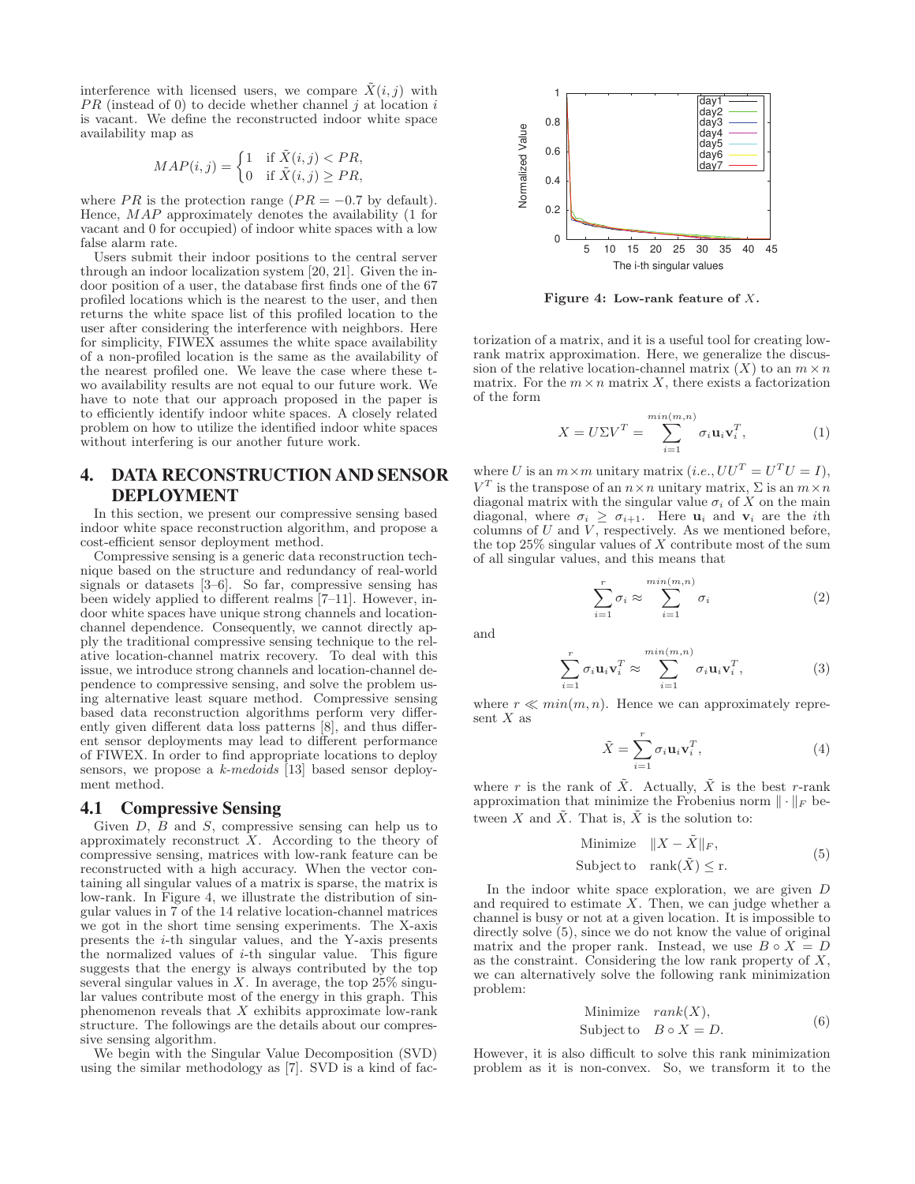interference with licensed users, we compare $\tilde{X}(i,j)$ with $PR$ (instead of 0) to decide whether channel $j$ at location $i$ is vacant. We define the reconstructed indoor white space availability map as

$$MAP(i,j) = \begin{cases} 1 & \text{if } \tilde{X}(i,j) < PR, \\ 0 & \text{if } \tilde{X}(i,j) \geq PR, \end{cases}$$

where $PR$ is the protection range ($PR = -0.7$ by default). Hence, $MAP$ approximately denotes the availability (1 for vacant and 0 for occupied) of indoor white spaces with a low false alarm rate.

Users submit their indoor positions to the central server through an indoor localization system [20, 21]. Given the indoor position of a user, the database first finds one of the 67 profiled locations which is the nearest to the user, and then returns the white space list of this profiled location to the user after considering the interference with neighbors. Here for simplicity, FIWEX assumes the white space availability of a non-profiled location is the same as the availability of the nearest profiled one. We leave the case where these two availability results are not equal to our future work. We have to note that our approach proposed in the paper is to efficiently identify indoor white spaces. A closely related problem on how to utilize the identified indoor white spaces without interfering is our another future work.

# 4. DATA RECONSTRUCTION AND SENSOR DEPLOYMENT

In this section, we present our compressive sensing based indoor white space reconstruction algorithm, and propose a cost-efficient sensor deployment method.

Compressive sensing is a generic data reconstruction technique based on the structure and redundancy of real-world signals or datasets [3–6]. So far, compressive sensing has been widely applied to different realms [7–11]. However, indoor white spaces have unique strong channels and location-channel dependence. Consequently, we cannot directly apply the traditional compressive sensing technique to the relative location-channel matrix recovery. To deal with this issue, we introduce strong channels and location-channel dependence to compressive sensing, and solve the problem using alternative least square method. Compressive sensing based data reconstruction algorithms perform very differently given different data loss patterns [8], and thus different sensor deployments may lead to different performance of FIWEX. In order to find appropriate locations to deploy sensors, we propose a *k-medoids* [13] based sensor deployment method.

## 4.1 Compressive Sensing

Given $D$, $B$ and $S$, compressive sensing can help us to approximately reconstruct $X$. According to the theory of compressive sensing, matrices with low-rank feature can be reconstructed with a high accuracy. When the vector containing all singular values of a matrix is sparse, the matrix is low-rank. In Figure 4, we illustrate the distribution of singular values in 7 of the 14 relative location-channel matrices we got in the short time sensing experiments. The X-axis presents the $i$-th singular values, and the Y-axis presents the normalized values of $i$-th singular value. This figure suggests that the energy is always contributed by the top several singular values in $X$. In average, the top 25% singular values contribute most of the energy in this graph. This phenomenon reveals that $X$ exhibits approximate low-rank structure. The followings are the details about our compressive sensing algorithm.

We begin with the Singular Value Decomposition (SVD) using the similar methodology as [7]. SVD is a kind of factorization of a matrix, and it is a useful tool for creating low-rank matrix approximation. Here, we generalize the discussion of the relative location-channel matrix ($X$) to an $m \times n$ matrix. For the $m \times n$ matrix $X$, there exists a factorization of the form

**Figure 4: Low-rank feature of $X$.**

$$X = U\Sigma V^T = \sum_{i=1}^{min(m,n)} \sigma_i \mathbf{u}_i \mathbf{v}_i^T, \tag{1}$$

where $U$ is an $m \times m$ unitary matrix (*i.e.*, $UU^T = U^T U = I$), $V^T$ is the transpose of an $n \times n$ unitary matrix, $\Sigma$ is an $m \times n$ diagonal matrix with the singular value $\sigma_i$ of $X$ on the main diagonal, where $\sigma_i \geq \sigma_{i+1}$. Here $\mathbf{u}_i$ and $\mathbf{v}_i$ are the $i$th columns of $U$ and $V$, respectively. As we mentioned before, the top 25% singular values of $X$ contribute most of the sum of all singular values, and this means that

$$\sum_{i=1}^{r} \sigma_i \approx \sum_{i=1}^{min(m,n)} \sigma_i \tag{2}$$

and

$$\sum_{i=1}^{r} \sigma_i \mathbf{u}_i \mathbf{v}_i^T \approx \sum_{i=1}^{min(m,n)} \sigma_i \mathbf{u}_i \mathbf{v}_i^T, \tag{3}$$

where $r \ll min(m,n)$. Hence we can approximately represent $X$ as

$$\tilde{X} = \sum_{i=1}^{r} \sigma_i \mathbf{u}_i \mathbf{v}_i^T, \tag{4}$$

where $r$ is the rank of $\tilde{X}$. Actually, $\tilde{X}$ is the best $r$-rank approximation that minimize the Frobenius norm $\|\cdot\|_F$ between $X$ and $\tilde{X}$. That is, $\tilde{X}$ is the solution to:

$$\begin{aligned} \text{Minimize} \quad & \|X - \tilde{X}\|_F, \\ \text{Subject to} \quad & \text{rank}(\tilde{X}) \leq \text{r}. \end{aligned} \tag{5}$$

In the indoor white space exploration, we are given $D$ and required to estimate $X$. Then, we can judge whether a channel is busy or not at a given location. It is impossible to directly solve (5), since we do not know the value of original matrix and the proper rank. Instead, we use $B \circ X = D$ as the constraint. Considering the low rank property of $X$, we can alternatively solve the following rank minimization problem:

$$\begin{aligned} \text{Minimize} \quad & rank(X), \\ \text{Subject to} \quad & B \circ X = D. \end{aligned} \tag{6}$$

However, it is also difficult to solve this rank minimization problem as it is non-convex. So, we transform it to the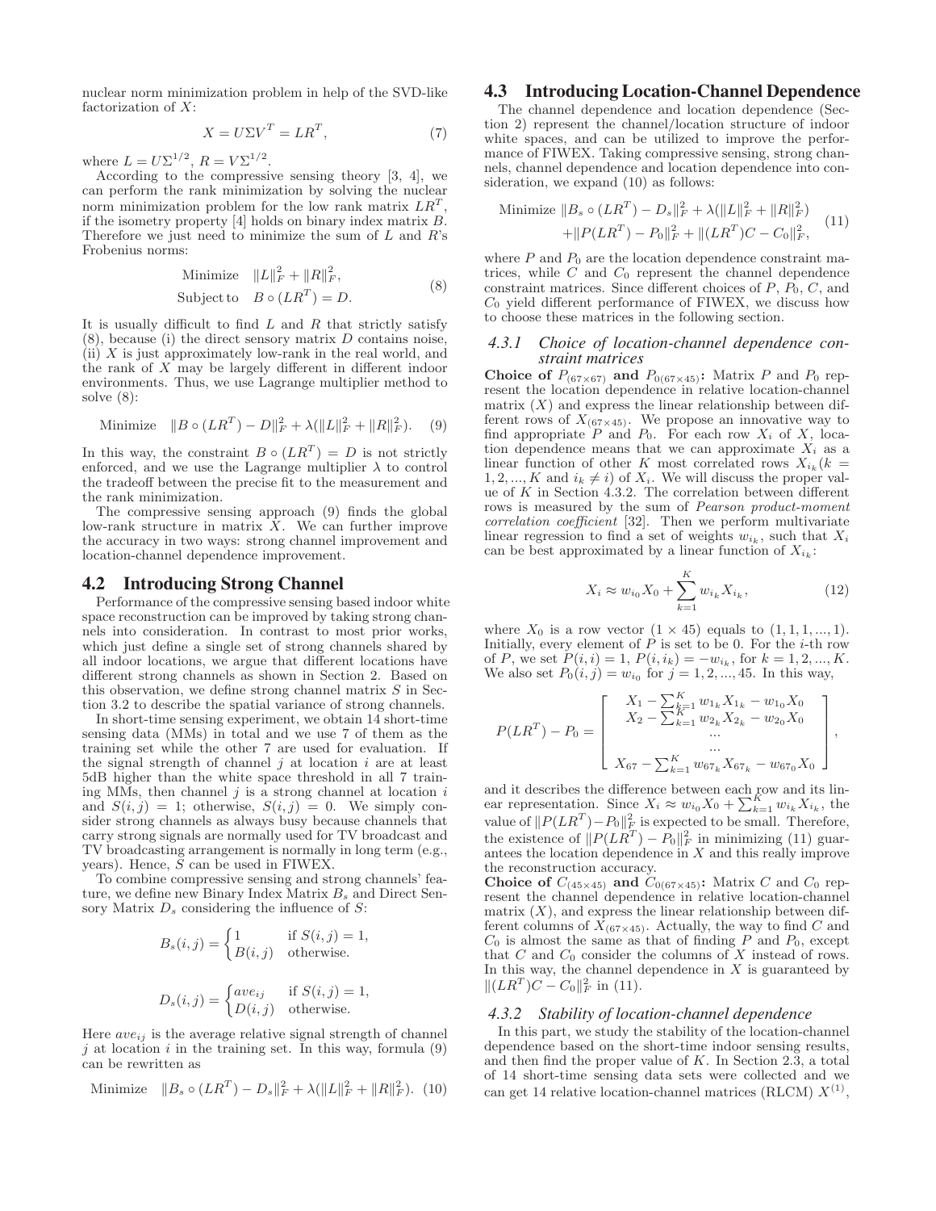nuclear norm minimization problem in help of the SVD-like factorization of $X$:

$$X = U\Sigma V^T = LR^T, \tag{7}$$

where $L = U\Sigma^{1/2}$, $R = V\Sigma^{1/2}$.

According to the compressive sensing theory [3, 4], we can perform the rank minimization by solving the nuclear norm minimization problem for the low rank matrix $LR^T$, if the isometry property [4] holds on binary index matrix $B$. Therefore we just need to minimize the sum of $L$ and $R$'s Frobenius norms:

$$\begin{aligned} \text{Minimize} \quad & \|L\|_F^2 + \|R\|_F^2, \\ \text{Subject to} \quad & B \circ (LR^T) = D. \end{aligned} \tag{8}$$

It is usually difficult to find $L$ and $R$ that strictly satisfy (8), because (i) the direct sensory matrix $D$ contains noise, (ii) $X$ is just approximately low-rank in the real world, and the rank of $X$ may be largely different in different indoor environments. Thus, we use Lagrange multiplier method to solve (8):

$$\text{Minimize} \quad \|B \circ (LR^T) - D\|_F^2 + \lambda(\|L\|_F^2 + \|R\|_F^2). \tag{9}$$

In this way, the constraint $B \circ (LR^T) = D$ is not strictly enforced, and we use the Lagrange multiplier $\lambda$ to control the tradeoff between the precise fit to the measurement and the rank minimization.

The compressive sensing approach (9) finds the global low-rank structure in matrix $X$. We can further improve the accuracy in two ways: strong channel improvement and location-channel dependence improvement.

## 4.2 Introducing Strong Channel

Performance of the compressive sensing based indoor white space reconstruction can be improved by taking strong channels into consideration. In contrast to most prior works, which just define a single set of strong channels shared by all indoor locations, we argue that different locations have different strong channels as shown in Section 2. Based on this observation, we define strong channel matrix $S$ in Section 3.2 to describe the spatial variance of strong channels.

In short-time sensing experiment, we obtain 14 short-time sensing data (MMs) in total and we use 7 of them as the training set while the other 7 are used for evaluation. If the signal strength of channel $j$ at location $i$ are at least 5dB higher than the white space threshold in all 7 training MMs, then channel $j$ is a strong channel at location $i$ and $S(i,j) = 1$; otherwise, $S(i,j) = 0$. We simply consider strong channels as always busy because channels that carry strong signals are normally used for TV broadcast and TV broadcasting arrangement is normally in long term (e.g., years). Hence, $S$ can be used in FIWEX.

To combine compressive sensing and strong channels' feature, we define new Binary Index Matrix $B_s$ and Direct Sensory Matrix $D_s$ considering the influence of $S$:

$$B_s(i,j) = \begin{cases} 1 & \text{if } S(i,j) = 1, \\ B(i,j) & \text{otherwise.} \end{cases}$$

$$D_s(i,j) = \begin{cases} ave_{ij} & \text{if } S(i,j) = 1, \\ D(i,j) & \text{otherwise.} \end{cases}$$

Here $ave_{ij}$ is the average relative signal strength of channel $j$ at location $i$ in the training set. In this way, formula (9) can be rewritten as

$$\text{Minimize} \quad \|B_s \circ (LR^T) - D_s\|_F^2 + \lambda(\|L\|_F^2 + \|R\|_F^2). \tag{10}$$

## 4.3 Introducing Location-Channel Dependence

The channel dependence and location dependence (Section 2) represent the channel/location structure of indoor white spaces, and can be utilized to improve the performance of FIWEX. Taking compressive sensing, strong channels, channel dependence and location dependence into consideration, we expand (10) as follows:

$$\begin{aligned} \text{Minimize } & \|B_s \circ (LR^T) - D_s\|_F^2 + \lambda(\|L\|_F^2 + \|R\|_F^2) \\ & + \|P(LR^T) - P_0\|_F^2 + \|(LR^T)C - C_0\|_F^2, \end{aligned} \tag{11}$$

where $P$ and $P_0$ are the location dependence constraint matrices, while $C$ and $C_0$ represent the channel dependence constraint matrices. Since different choices of $P$, $P_0$, $C$, and $C_0$ yield different performance of FIWEX, we discuss how to choose these matrices in the following section.

### 4.3.1 Choice of location-channel dependence constraint matrices

**Choice of $P_{(67\times67)}$ and $P_{0(67\times45)}$:** Matrix $P$ and $P_0$ represent the location dependence in relative location-channel matrix ($X$) and express the linear relationship between different rows of $X_{(67\times45)}$. We propose an innovative way to find appropriate $P$ and $P_0$. For each row $X_i$ of $X$, location dependence means that we can approximate $X_i$ as a linear function of other $K$ most correlated rows $X_{i_k}(k = 1, 2, ..., K$ and $i_k \neq i)$ of $X_i$. We will discuss the proper value of $K$ in Section 4.3.2. The correlation between different rows is measured by the sum of *Pearson product-moment correlation coefficient* [32]. Then we perform multivariate linear regression to find a set of weights $w_{i_k}$, such that $X_i$ can be best approximated by a linear function of $X_{i_k}$:

$$X_i \approx w_{i_0}X_0 + \sum_{k=1}^{K} w_{i_k}X_{i_k}, \tag{12}$$

where $X_0$ is a row vector $(1 \times 45)$ equals to $(1, 1, 1, ..., 1)$. Initially, every element of $P$ is set to be 0. For the $i$-th row of $P$, we set $P(i,i) = 1$, $P(i, i_k) = -w_{i_k}$, for $k = 1, 2, ..., K$. We also set $P_0(i,j) = w_{i_0}$ for $j = 1, 2, ..., 45$. In this way,

$$P(LR^T) - P_0 = \begin{bmatrix} X_1 - \sum_{k=1}^{K} w_{1_k}X_{1_k} - w_{1_0}X_0 \\ X_2 - \sum_{k=1}^{K} w_{2_k}X_{2_k} - w_{2_0}X_0 \\ \cdots \\ \cdots \\ X_{67} - \sum_{k=1}^{K} w_{67_k}X_{67_k} - w_{67_0}X_0 \end{bmatrix},$$

and it describes the difference between each row and its linear representation. Since $X_i \approx w_{i_0}X_0 + \sum_{k=1}^{K} w_{i_k}X_{i_k}$, the value of $\|P(LR^T) - P_0\|_F^2$ is expected to be small. Therefore, the existence of $\|P(LR^T) - P_0\|_F^2$ in minimizing (11) guarantees the location dependence in $X$ and this really improve the reconstruction accuracy.

**Choice of $C_{(45\times45)}$ and $C_{0(67\times45)}$:** Matrix $C$ and $C_0$ represent the channel dependence in relative location-channel matrix ($X$), and express the linear relationship between different columns of $X_{(67\times45)}$. Actually, the way to find $C$ and $C_0$ is almost the same as that of finding $P$ and $P_0$, except that $C$ and $C_0$ consider the columns of $X$ instead of rows. In this way, the channel dependence in $X$ is guaranteed by $\|(LR^T)C - C_0\|_F^2$ in (11).

### 4.3.2 Stability of location-channel dependence

In this part, we study the stability of the location-channel dependence based on the short-time indoor sensing results, and then find the proper value of $K$. In Section 2.3, a total of 14 short-time sensing data sets were collected and we can get 14 relative location-channel matrices (RLCM) $X^{(1)}$,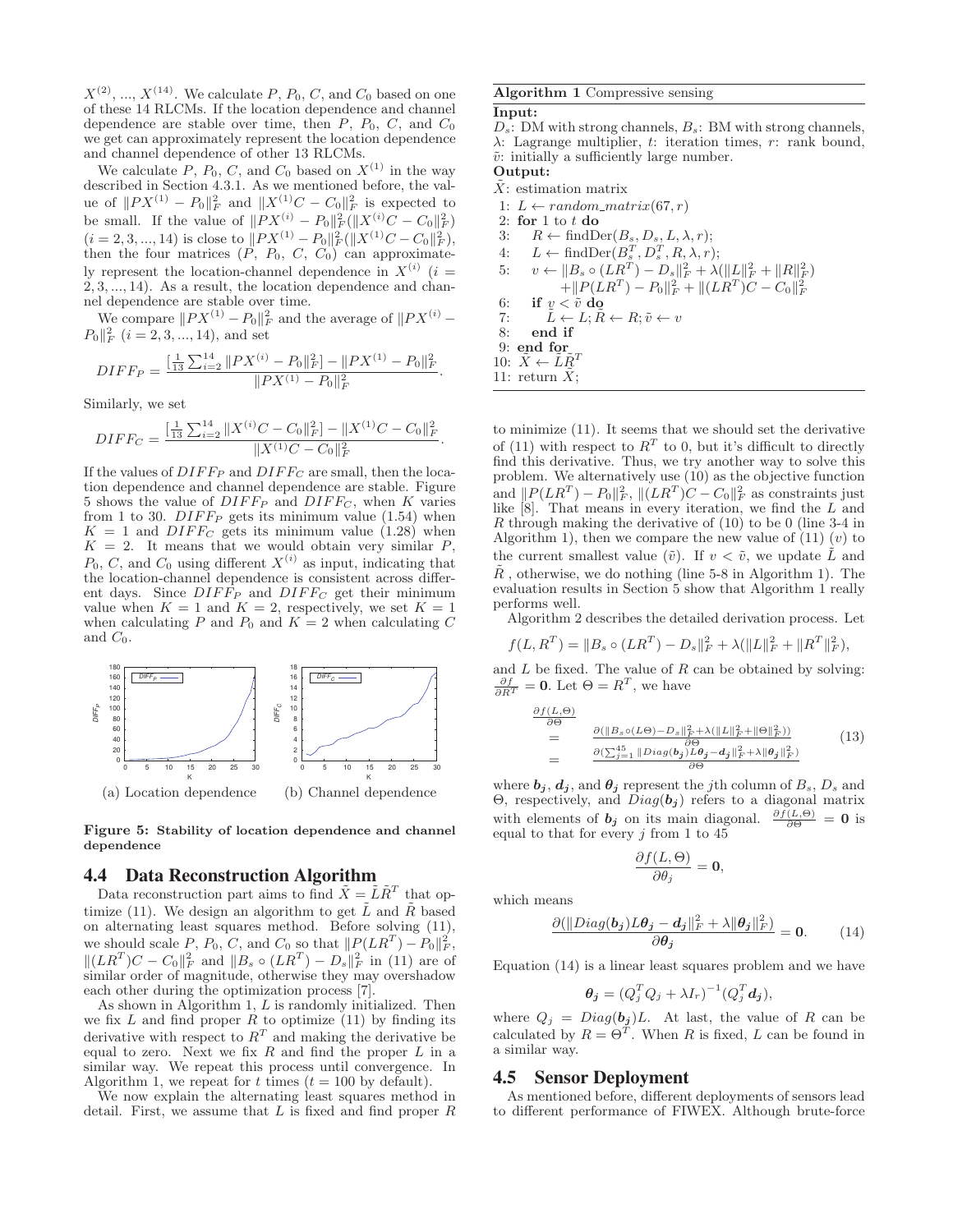$X^{(2)}, ..., X^{(14)}$. We calculate $P$, $P_0$, $C$, and $C_0$ based on one of these 14 RLCMs. If the location dependence and channel dependence are stable over time, then $P$, $P_0$, $C$, and $C_0$ we get can approximately represent the location dependence and channel dependence of other 13 RLCMs.

We calculate $P$, $P_0$, $C$, and $C_0$ based on $X^{(1)}$ in the way described in Section 4.3.1. As we mentioned before, the value of $\|PX^{(1)} - P_0\|_F^2$ and $\|X^{(1)}C - C_0\|_F^2$ is expected to be small. If the value of $\|PX^{(i)} - P_0\|_F^2(\|X^{(i)}C - C_0\|_F^2)$ $(i = 2, 3, ..., 14)$ is close to $\|PX^{(1)} - P_0\|_F^2(\|X^{(1)}C - C_0\|_F^2)$, then the four matrices ($P$, $P_0$, $C$, $C_0$) can approximately represent the location-channel dependence in $X^{(i)}$ $(i = 2, 3, ..., 14)$. As a result, the location dependence and channel dependence are stable over time.

We compare $\|PX^{(1)} - P_0\|_F^2$ and the average of $\|PX^{(i)} - P_0\|_F^2$ $(i = 2, 3, ..., 14)$, and set

$$DIFF_P = \frac{[\frac{1}{13}\sum_{i=2}^{14}\|PX^{(i)} - P_0\|_F^2] - \|PX^{(1)} - P_0\|_F^2}{\|PX^{(1)} - P_0\|_F^2}.$$

Similarly, we set

$$DIFF_C = \frac{[\frac{1}{13}\sum_{i=2}^{14}\|X^{(i)}C - C_0\|_F^2] - \|X^{(1)}C - C_0\|_F^2}{\|X^{(1)}C - C_0\|_F^2}.$$

If the values of $DIFF_P$ and $DIFF_C$ are small, then the location dependence and channel dependence are stable. Figure 5 shows the value of $DIFF_P$ and $DIFF_C$, when $K$ varies from 1 to 30. $DIFF_P$ gets its minimum value (1.54) when $K = 1$ and $DIFF_C$ gets its minimum value (1.28) when $K = 2$. It means that we would obtain very similar $P$, $P_0$, $C$, and $C_0$ using different $X^{(i)}$ as input, indicating that the location-channel dependence is consistent across different days. Since $DIFF_P$ and $DIFF_C$ get their minimum value when $K = 1$ and $K = 2$, respectively, we set $K = 1$ when calculating $P$ and $P_0$ and $K = 2$ when calculating $C$ and $C_0$.

(a) Location dependence (b) Channel dependence

**Figure 5: Stability of location dependence and channel dependence**

## 4.4 Data Reconstruction Algorithm

Data reconstruction part aims to find $\hat{X} = \tilde{L}\tilde{R}^T$ that optimize (11). We design an algorithm to get $\tilde{L}$ and $\tilde{R}$ based on alternating least squares method. Before solving (11), we should scale $P$, $P_0$, $C$, and $C_0$ so that $\|P(LR^T) - P_0\|_F^2$, $\|(LR^T)C - C_0\|_F^2$ and $\|B_s \circ (LR^T) - D_s\|_F^2$ in (11) are of similar order of magnitude, otherwise they may overshadow each other during the optimization process [7].

As shown in Algorithm 1, $L$ is randomly initialized. Then we fix $L$ and find proper $R$ to optimize (11) by finding its derivative with respect to $R^T$ and making the derivative be equal to zero. Next we fix $R$ and find the proper $L$ in a similar way. We repeat this process until convergence. In Algorithm 1, we repeat for $t$ times ($t = 100$ by default).

We now explain the alternating least squares method in detail. First, we assume that $L$ is fixed and find proper $R$ to minimize (11). It seems that we should set the derivative of (11) with respect to $R^T$ to 0, but it's difficult to directly find this derivative. Thus, we try another way to solve this problem. We alternatively use (10) as the objective function and $\|P(LR^T) - P_0\|_F^2$, $\|(LR^T)C - C_0\|_F^2$ as constraints just like [8]. That means in every iteration, we find the $L$ and $R$ through making the derivative of (10) to be 0 (line 3-4 in Algorithm 1), then we compare the new value of (11) ($v$) to the current smallest value ($\tilde{v}$). If $v < \tilde{v}$, we update $\tilde{L}$ and $\tilde{R}$ , otherwise, we do nothing (line 5-8 in Algorithm 1). The evaluation results in Section 5 show that Algorithm 1 really performs well.

**Algorithm 1** Compressive sensing

**Input:**
$D_s$: DM with strong channels, $B_s$: BM with strong channels, $\lambda$: Lagrange multiplier, $t$: iteration times, $r$: rank bound, $\tilde{v}$: initially a sufficiently large number.

**Output:**
$\hat{X}$: estimation matrix

```
1: L ← random_matrix(67, r)
2: for 1 to t do
3:   R ← findDer(B_s, D_s, L, λ, r);
4:   L ← findDer(B_s^T, D_s^T, R, λ, r);
5:   v ← ‖B_s ∘ (LR^T) − D_s‖_F^2 + λ(‖L‖_F^2 + ‖R‖_F^2)
         +‖P(LR^T) − P_0‖_F^2 + ‖(LR^T)C − C_0‖_F^2
6:   if v < ṽ do
7:     L̃ ← L; R̃ ← R; ṽ ← v
8:   end if
9: end for
10: X̂ ← L̃R̃^T
11: return X̂;
```

Algorithm 2 describes the detailed derivation process. Let

$$f(L, R^T) = \|B_s \circ (LR^T) - D_s\|_F^2 + \lambda(\|L\|_F^2 + \|R^T\|_F^2),$$

and $L$ be fixed. The value of $R$ can be obtained by solving: $\frac{\partial f}{\partial R^T} = \mathbf{0}$. Let $\Theta = R^T$, we have

$$\begin{aligned} \frac{\partial f(L,\Theta)}{\partial \Theta} &= \frac{\partial(\|B_s \circ (L\Theta) - D_s\|_F^2 + \lambda(\|L\|_F^2 + \|\Theta\|_F^2))}{\partial \Theta} \\ &= \frac{\partial(\sum_{j=1}^{45}\|Diag(\boldsymbol{b_j})L\boldsymbol{\theta_j} - \boldsymbol{d_j}\|_F^2 + \lambda\|\boldsymbol{\theta_j}\|_F^2)}{\partial \Theta} \end{aligned} \tag{13}$$

where $\boldsymbol{b_j}$, $\boldsymbol{d_j}$, and $\boldsymbol{\theta_j}$ represent the $j$th column of $B_s$, $D_s$ and $\Theta$, respectively, and $Diag(\boldsymbol{b_j})$ refers to a diagonal matrix with elements of $\boldsymbol{b_j}$ on its main diagonal. $\frac{\partial f(L,\Theta)}{\partial \Theta} = \mathbf{0}$ is equal to that for every $j$ from 1 to 45

$$\frac{\partial f(L, \Theta)}{\partial \theta_j} = \mathbf{0},$$

which means

$$\frac{\partial(\|Diag(\boldsymbol{b_j})L\boldsymbol{\theta_j} - \boldsymbol{d_j}\|_F^2 + \lambda\|\boldsymbol{\theta_j}\|_F^2)}{\partial \boldsymbol{\theta_j}} = \mathbf{0}. \tag{14}$$

Equation (14) is a linear least squares problem and we have

$$\boldsymbol{\theta_j} = (Q_j^T Q_j + \lambda I_r)^{-1}(Q_j^T \boldsymbol{d_j}),$$

where $Q_j = Diag(\boldsymbol{b_j})L$. At last, the value of $R$ can be calculated by $R = \Theta^T$. When $R$ is fixed, $L$ can be found in a similar way.

## 4.5 Sensor Deployment

As mentioned before, different deployments of sensors lead to different performance of FIWEX. Although brute-force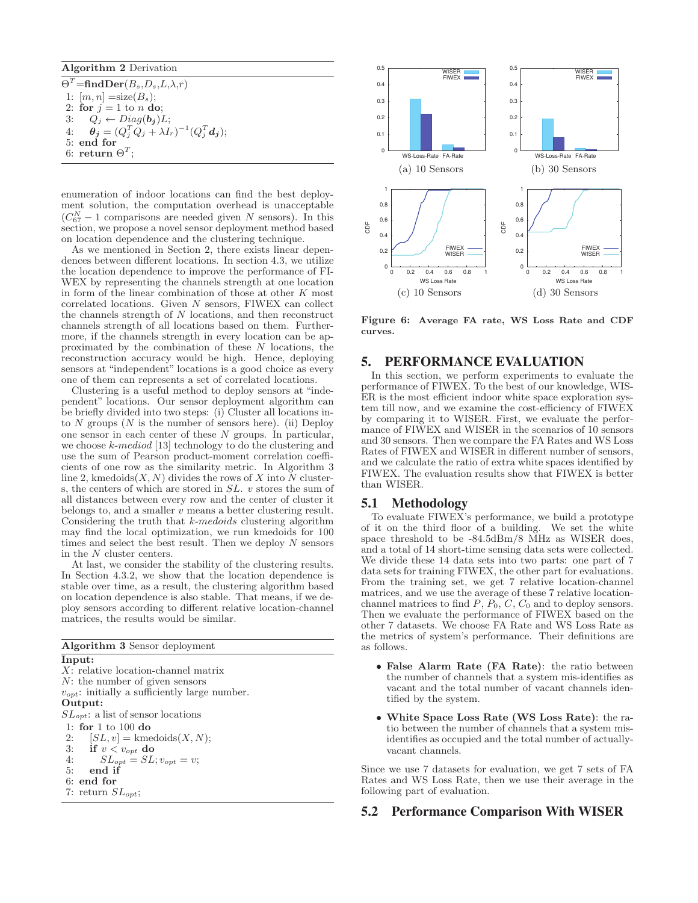**Algorithm 2** Derivation

$\Theta^T$=**findDer**($B_s$,$D_s$,$L$,$\lambda$,$r$)

1: $[m, n]$ =size($B_s$);
2: **for** $j = 1$ to $n$ **do**;
3: $\quad Q_j \leftarrow Diag(\boldsymbol{b_j})L$;
4: $\quad \boldsymbol{\theta_j} = (Q_j^T Q_j + \lambda I_r)^{-1}(Q_j^T \boldsymbol{d_j})$;
5: **end for**
6: **return** $\Theta^T$;

enumeration of indoor locations can find the best deployment solution, the computation overhead is unacceptable ($C_{67}^N - 1$ comparisons are needed given $N$ sensors). In this section, we propose a novel sensor deployment method based on location dependence and the clustering technique.

As we mentioned in Section 2, there exists linear dependences between different locations. In section 4.3, we utilize the location dependence to improve the performance of FIWEX by representing the channels strength at one location in form of the linear combination of those at other $K$ most correlated locations. Given $N$ sensors, FIWEX can collect the channels strength of $N$ locations, and then reconstruct channels strength of all locations based on them. Furthermore, if the channels strength in every location can be approximated by the combination of these $N$ locations, the reconstruction accuracy would be high. Hence, deploying sensors at "independent" locations is a good choice as every one of them can represents a set of correlated locations.

Clustering is a useful method to deploy sensors at "independent" locations. Our sensor deployment algorithm can be briefly divided into two steps: (i) Cluster all locations into $N$ groups ($N$ is the number of sensors here). (ii) Deploy one sensor in each center of these $N$ groups. In particular, we choose *k-mediod* [13] technology to do the clustering and use the sum of Pearson product-moment correlation coefficients of one row as the similarity metric. In Algorithm 3 line 2, kmedoids($X, N$) divides the rows of $X$ into $N$ clusters, the centers of which are stored in $SL$. $v$ stores the sum of all distances between every row and the center of cluster it belongs to, and a smaller $v$ means a better clustering result. Considering the truth that *k-medoids* clustering algorithm may find the local optimization, we run kmedoids for 100 times and select the best result. Then we deploy $N$ sensors in the $N$ cluster centers.

At last, we consider the stability of the clustering results. In Section 4.3.2, we show that the location dependence is stable over time, as a result, the clustering algorithm based on location dependence is also stable. That means, if we deploy sensors according to different relative location-channel matrices, the results would be similar.

**Algorithm 3** Sensor deployment

**Input:**
$X$: relative location-channel matrix
$N$: the number of given sensors
$v_{opt}$: initially a sufficiently large number.
**Output:**
$SL_{opt}$: a list of sensor locations

1: **for** 1 to 100 **do**
2: $\quad [SL, v]$ = kmedoids($X, N$);
3: $\quad$ **if** $v < v_{opt}$ **do**
4: $\quad\quad SL_{opt} = SL; v_{opt} = v$;
5: $\quad$ **end if**
6: **end for**
7: return $SL_{opt}$;

(a) 10 Sensors (b) 30 Sensors (c) 10 Sensors (d) 30 Sensors

**Figure 6: Average FA rate, WS Loss Rate and CDF curves.**

## 5. PERFORMANCE EVALUATION

In this section, we perform experiments to evaluate the performance of FIWEX. To the best of our knowledge, WISER is the most efficient indoor white space exploration system till now, and we examine the cost-efficiency of FIWEX by comparing it to WISER. First, we evaluate the performance of FIWEX and WISER in the scenarios of 10 sensors and 30 sensors. Then we compare the FA Rates and WS Loss Rates of FIWEX and WISER in different number of sensors, and we calculate the ratio of extra white spaces identified by FIWEX. The evaluation results show that FIWEX is better than WISER.

### 5.1 Methodology

To evaluate FIWEX's performance, we build a prototype of it on the third floor of a building. We set the white space threshold to be -84.5dBm/8 MHz as WISER does, and a total of 14 short-time sensing data sets were collected. We divide these 14 data sets into two parts: one part of 7 data sets for training FIWEX, the other part for evaluations. From the training set, we get 7 relative location-channel matrices, and we use the average of these 7 relative location-channel matrices to find $P$, $P_0$, $C$, $C_0$ and to deploy sensors. Then we evaluate the performance of FIWEX based on the other 7 datasets. We choose FA Rate and WS Loss Rate as the metrics of system's performance. Their definitions are as follows.

- **False Alarm Rate (FA Rate)**: the ratio between the number of channels that a system mis-identifies as vacant and the total number of vacant channels identified by the system.
- **White Space Loss Rate (WS Loss Rate)**: the ratio between the number of channels that a system misidentifies as occupied and the total number of actually-vacant channels.

Since we use 7 datasets for evaluation, we get 7 sets of FA Rates and WS Loss Rate, then we use their average in the following part of evaluation.

### 5.2 Performance Comparison With WISER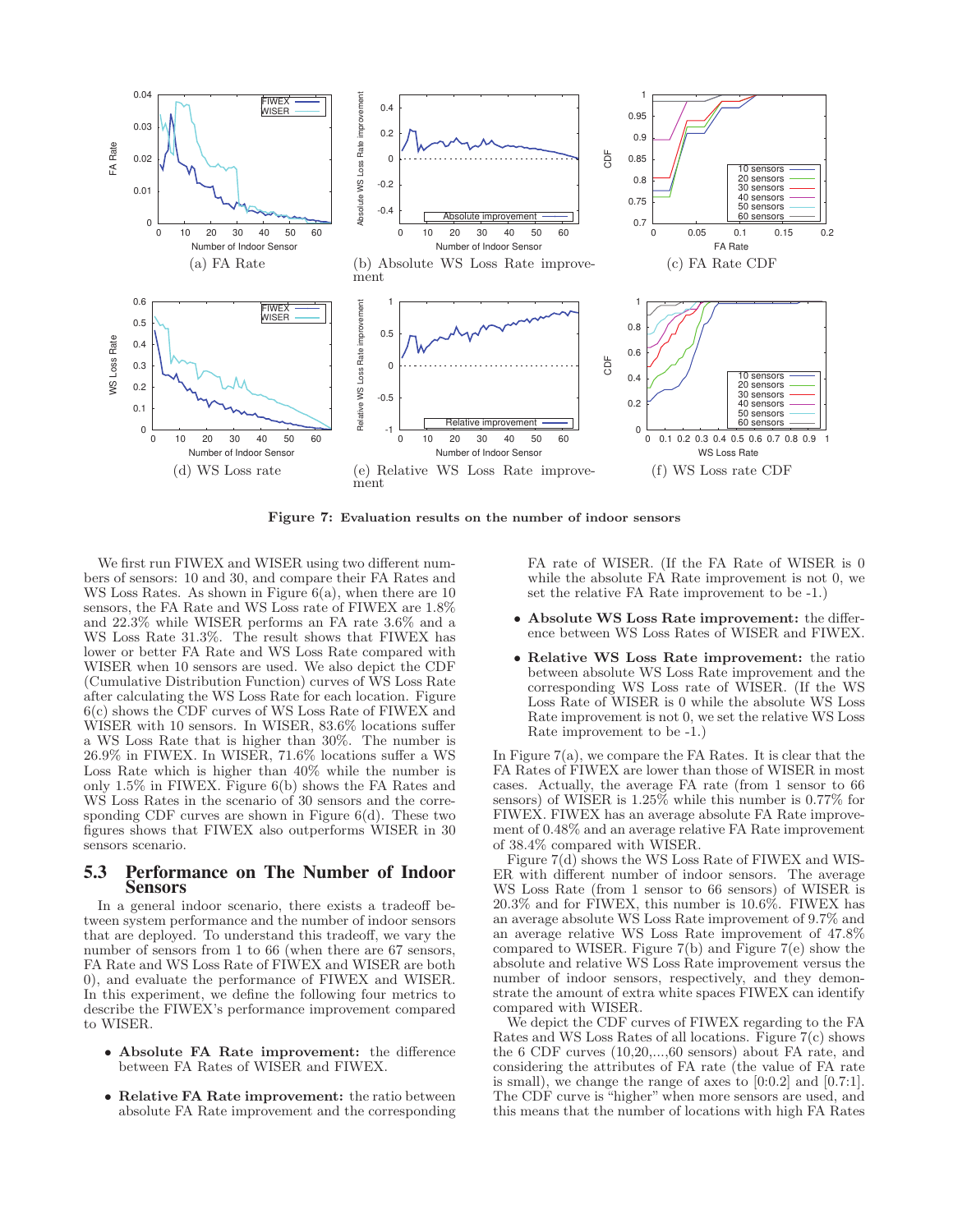(a) FA Rate

(b) Absolute WS Loss Rate improvement

(c) FA Rate CDF

(d) WS Loss rate

(e) Relative WS Loss Rate improvement

(f) WS Loss rate CDF

**Figure 7: Evaluation results on the number of indoor sensors**

We first run FIWEX and WISER using two different numbers of sensors: 10 and 30, and compare their FA Rates and WS Loss Rates. As shown in Figure 6(a), when there are 10 sensors, the FA Rate and WS Loss rate of FIWEX are 1.8% and 22.3% while WISER performs an FA rate 3.6% and a WS Loss Rate 31.3%. The result shows that FIWEX has lower or better FA Rate and WS Loss Rate compared with WISER when 10 sensors are used. We also depict the CDF (Cumulative Distribution Function) curves of WS Loss Rate after calculating the WS Loss Rate for each location. Figure 6(c) shows the CDF curves of WS Loss Rate of FIWEX and WISER with 10 sensors. In WISER, 83.6% locations suffer a WS Loss Rate that is higher than 30%. The number is 26.9% in FIWEX. In WISER, 71.6% locations suffer a WS Loss Rate which is higher than 40% while the number is only 1.5% in FIWEX. Figure 6(b) shows the FA Rates and WS Loss Rates in the scenario of 30 sensors and the corresponding CDF curves are shown in Figure 6(d). These two figures shows that FIWEX also outperforms WISER in 30 sensors scenario.

## 5.3 Performance on The Number of Indoor Sensors

In a general indoor scenario, there exists a tradeoff between system performance and the number of indoor sensors that are deployed. To understand this tradeoff, we vary the number of sensors from 1 to 66 (when there are 67 sensors, FA Rate and WS Loss Rate of FIWEX and WISER are both 0), and evaluate the performance of FIWEX and WISER. In this experiment, we define the following four metrics to describe the FIWEX's performance improvement compared to WISER.

- **Absolute FA Rate improvement:** the difference between FA Rates of WISER and FIWEX.
- **Relative FA Rate improvement:** the ratio between absolute FA Rate improvement and the corresponding FA rate of WISER. (If the FA Rate of WISER is 0 while the absolute FA Rate improvement is not 0, we set the relative FA Rate improvement to be -1.)
- **Absolute WS Loss Rate improvement:** the difference between WS Loss Rates of WISER and FIWEX.
- **Relative WS Loss Rate improvement:** the ratio between absolute WS Loss Rate improvement and the corresponding WS Loss rate of WISER. (If the WS Loss Rate of WISER is 0 while the absolute WS Loss Rate improvement is not 0, we set the relative WS Loss Rate improvement to be -1.)

In Figure 7(a), we compare the FA Rates. It is clear that the FA Rates of FIWEX are lower than those of WISER in most cases. Actually, the average FA rate (from 1 sensor to 66 sensors) of WISER is 1.25% while this number is 0.77% for FIWEX. FIWEX has an average absolute FA Rate improvement of 0.48% and an average relative FA Rate improvement of 38.4% compared with WISER.

Figure 7(d) shows the WS Loss Rate of FIWEX and WISER with different number of indoor sensors. The average WS Loss Rate (from 1 sensor to 66 sensors) of WISER is 20.3% and for FIWEX, this number is 10.6%. FIWEX has an average absolute WS Loss Rate improvement of 9.7% and an average relative WS Loss Rate improvement of 47.8% compared with WISER. Figure 7(b) and Figure 7(e) show the absolute and relative WS Loss Rate improvement versus the number of indoor sensors, respectively, and they demonstrate the amount of extra white spaces FIWEX can identify compared with WISER.

We depict the CDF curves of FIWEX regarding to the FA Rates and WS Loss Rates of all locations. Figure 7(c) shows the 6 CDF curves (10,20,...,60 sensors) about FA rate, and considering the attributes of FA rate (the value of FA rate is small), we change the range of axes to [0:0.2] and [0.7:1]. The CDF curve is "higher" when more sensors are used, and this means that the number of locations with high FA Rates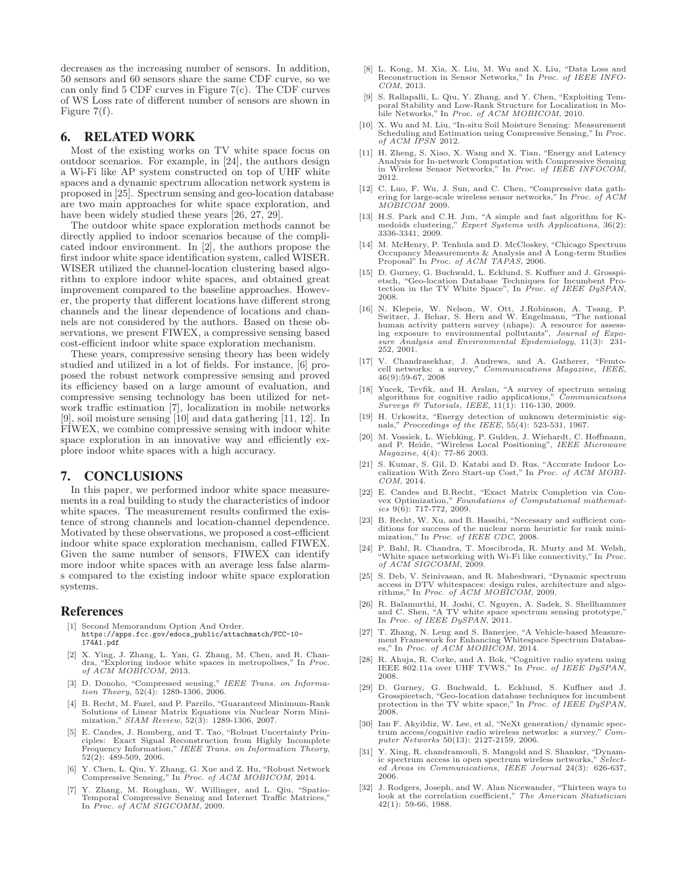decreases as the increasing number of sensors. In addition, 50 sensors and 60 sensors share the same CDF curve, so we can only find 5 CDF curves in Figure 7(c). The CDF curves of WS Loss rate of different number of sensors are shown in Figure 7(f).

## 6. RELATED WORK

Most of the existing works on TV white space focus on outdoor scenarios. For example, in [24], the authors design a Wi-Fi like AP system constructed on top of UHF white spaces and a dynamic spectrum allocation network system is proposed in [25]. Spectrum sensing and geo-location database are two main approaches for white space exploration, and have been widely studied these years [26, 27, 29].

The outdoor white space exploration methods cannot be directly applied to indoor scenarios because of the complicated indoor environment. In [2], the authors propose the first indoor white space identification system, called WISER. WISER utilized the channel-location clustering based algorithm to explore indoor white spaces, and obtained great improvement compared to the baseline approaches. However, the property that different locations have different strong channels and the linear dependence of locations and channels are not considered by the authors. Based on these observations, we present FIWEX, a compressive sensing based cost-efficient indoor white space exploration mechanism.

These years, compressive sensing theory has been widely studied and utilized in a lot of fields. For instance, [6] proposed the robust network compressive sensing and proved its efficiency based on a large amount of evaluation, and compressive sensing technology has been utilized for network traffic estimation [7], localization in mobile networks [9], soil moisture sensing [10] and data gathering [11, 12]. In FIWEX, we combine compressive sensing with indoor white space exploration in an innovative way and efficiently explore indoor white spaces with a high accuracy.

## 7. CONCLUSIONS

In this paper, we performed indoor white space measurements in a real building to study the characteristics of indoor white spaces. The measurement results confirmed the existence of strong channels and location-channel dependence. Motivated by these observations, we proposed a cost-efficient indoor white space exploration mechanism, called FIWEX. Given the same number of sensors, FIWEX can identify more indoor white spaces with an average less false alarms compared to the existing indoor white space exploration systems.

## References

[1] Second Memorandum Option And Order. https://apps.fcc.gov/edocs_public/attachmatch/FCC-10-174A1.pdf

[2] X. Ying, J. Zhang, L. Yan, G. Zhang, M. Chen, and R. Chandra, "Exploring indoor white spaces in metropolises," In *Proc. of ACM MOBICOM*, 2013.

[3] D. Donoho, "Compressed sensing," *IEEE Trans. on Information Theory*, 52(4): 1289-1306, 2006.

[4] B. Recht, M. Fazel, and P. Parrilo, "Guaranteed Minimum-Rank Solutions of Linear Matrix Equations via Nuclear Norm Minimization," *SIAM Review*, 52(3): 1289-1306, 2007.

[5] E. Candes, J. Romberg, and T. Tao, "Robust Uncertainty Principles: Exact Signal Reconstruction from Highly Incomplete Frequency Information," *IEEE Trans. on Information Theory*, 52(2): 489-509, 2006.

[6] Y. Chen, L. Qiu, Y. Zhang, G. Xue and Z. Hu, "Robust Network Compressive Sensing," In *Proc. of ACM MOBICOM*, 2014.

[7] Y. Zhang, M. Roughan, W. Willinger, and L. Qiu, "Spatio-Temporal Compressive Sensing and Internet Traffic Matrices," In *Proc. of ACM SIGCOMM*, 2009.

[8] L. Kong, M. Xia, X. Liu, M. Wu and X. Liu, "Data Loss and Reconstruction in Sensor Networks," In *Proc. of IEEE INFOCOM*, 2013.

[9] S. Rallapalli, L. Qiu, Y. Zhang, and Y. Chen, "Exploiting Temporal Stability and Low-Rank Structure for Localization in Mobile Networks," In *Proc. of ACM MOBICOM*, 2010.

[10] X. Wu and M. Liu, "In-situ Soil Moisture Sensing: Measurement Scheduling and Estimation using Compressive Sensing," In *Proc. of ACM IPSN* 2012.

[11] H. Zheng, S. Xiao, X. Wang and X. Tian, "Energy and Latency Analysis for In-network Computation with Compressive Sensing in Wireless Sensor Networks," In *Proc. of IEEE INFOCOM*, 2012.

[12] C. Luo, F. Wu, J. Sun, and C. Chen, "Compressive data gathering for large-scale wireless sensor networks," In *Proc. of ACM MOBICOM* 2009.

[13] H.S. Park and C.H. Jun, "A simple and fast algorithm for K-medoids clustering," *Expert Systems with Applications*, 36(2): 3336-3341, 2009.

[14] M. McHenry, P. Tenhula and D. McCloskey, "Chicago Spectrum Occupancy Measurements & Analysis and A Long-term Studies Proposal" In *Proc. of ACM TAPAS*, 2006.

[15] D. Gurney, G. Buchwald, L. Ecklund, S. Kuffner and J. Grosspietsch, "Geo-location Database Techniques for Incumbent Protection in the TV White Space", In *Proc. of IEEE DySPAN*, 2008.

[16] N. Klepeis, W. Nelson, W. Ott, J.Robinson, A. Tsang, P. Switzer, J. Behar, S. Hern and W. Engelmann, "The national human activity pattern survey (nhaps): A resource for assessing exposure to environmental pollutants", *Journal of Exposure Analysis and Environmental Epidemiology*, 11(3): 231-252, 2001.

[17] V. Chandrasekhar, J. Andrews, and A. Gatherer, "Femtocell networks: a survey," *Communications Magazine, IEEE*, 46(9):59-67, 2008

[18] Yucek, Tevfik, and H. Arslan, "A survey of spectrum sensing algorithms for cognitive radio applications," *Communications Surveys & Tutorials, IEEE*, 11(1): 116-130, 2009.

[19] H. Urkowitz, "Energy detection of unknown deterministic signals," *Proceedings of the IEEE*, 55(4): 523-531, 1967.

[20] M. Vossiek, L. Wiebking, P. Gulden, J. Wiehardt, C. Hoffmann, and P. Heide, "Wireless Local Positioning", *IEEE Microwave Magazine*, 4(4): 77-86 2003.

[21] S. Kumar, S. Gil, D. Katabi and D. Rus, "Accurate Indoor Localization With Zero Start-up Cost," In *Proc. of ACM MOBICOM*, 2014.

[22] E. Candes and B.Recht, "Exact Matrix Completion via Convex Optimization," *Foundations of Computational mathematics* 9(6): 717-772, 2009.

[23] B. Recht, W. Xu, and B. Hassibi, "Necessary and sufficient conditions for success of the nuclear norm heuristic for rank minimization," In *Proc. of IEEE CDC*, 2008.

[24] P. Bahl, R. Chandra, T. Moscibroda, R. Murty and M. Welsh, "White space networking with Wi-Fi like connectivity," In *Proc. of ACM SIGCOMM*, 2009.

[25] S. Deb, V. Srinivasan, and R. Maheshwari, "Dynamic spectrum access in DTV whitespaces: design rules, architecture and algorithms," In *Proc. of ACM MOBICOM*, 2009.

[26] R. Balamurthi, H. Joshi, C. Nguyen, A. Sadek, S. Shellhammer and C. Shen, "A TV white space spectrum sensing prototype," In *Proc. of IEEE DySPAN*, 2011.

[27] T. Zhang, N. Leng and S. Banerjee, "A Vehicle-based Measurement Framework for Enhancing Whitespace Spectrum Databases," In *Proc. of ACM MOBICOM*, 2014.

[28] R. Ahuja, R. Corke, and A. Bok, "Cognitive radio system using IEEE 802.11a over UHF TVWS," In *Proc. of IEEE DySPAN*, 2008.

[29] D. Gurney, G. Buchwald, L. Ecklund, S. Kuffner and J. Grosspieetsch, "Geo-location database techniques for incumbent protection in the TV white space," In *Proc. of IEEE DySPAN*, 2008.

[30] Ian F. Akyildiz, W. Lee, et al, "NeXt generation/ dynamic spectrum access/cognitive radio wireless networks: a survey," *Computer Networks* 50(13): 2127-2159, 2006.

[31] Y. Xing, R. chandramouli, S. Mangold and S. Shankar, "Dynamic spectrum access in open spectrum wireless networks," *Selected Areas in Communications, IEEE Journal* 24(3): 626-637, 2006.

[32] J. Rodgers, Joseph, and W. Alan Nicewander, "Thirteen ways to look at the correlation coefficient," *The American Statistician* 42(1): 59-66, 1988.